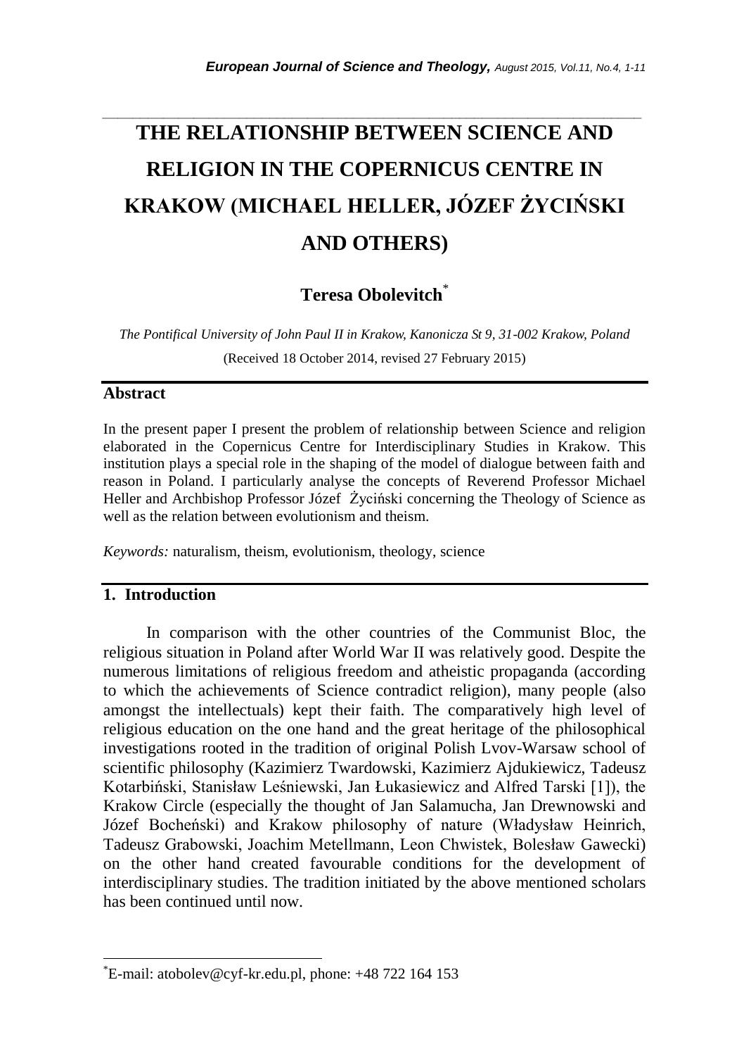# THE RELATIONSHIP BETWEEN SCIENCE AND RELIGION IN THE COPERNICUS CENTRE IN KRAKOW (MICHAEL HELLER, JÓZEF ŻYCIŃSKI AND OTHERS)

**Teresa Obolevitch***

*The Pontifical University of John Paul II in Krakow, Kanonicza St 9, 31-002 Krakow, Poland*

(Received 18 October 2014, revised 27 February 2015)

## Abstract

In the present paper I present the problem of relationship between Science and religion elaborated in the Copernicus Centre for Interdisciplinary Studies in Krakow. This institution plays a special role in the shaping of the model of dialogue between faith and reason in Poland. I particularly analyse the concepts of Reverend Professor Michael Heller and Archbishop Professor Józef Życiński concerning the Theology of Science as well as the relation between evolutionism and theism.

*Keywords:* naturalism, theism, evolutionism, theology, science

## 1. Introduction

In comparison with the other countries of the Communist Bloc, the religious situation in Poland after World War II was relatively good. Despite the numerous limitations of religious freedom and atheistic propaganda (according to which the achievements of Science contradict religion), many people (also amongst the intellectuals) kept their faith. The comparatively high level of religious education on the one hand and the great heritage of the philosophical investigations rooted in the tradition of original Polish Lvov-Warsaw school of scientific philosophy (Kazimierz Twardowski, Kazimierz Ajdukiewicz, Tadeusz Kotarbiński, Stanisław Leśniewski, Jan Łukasiewicz and Alfred Tarski [1]), the Krakow Circle (especially the thought of Jan Salamucha, Jan Drewnowski and Józef Bocheński) and Krakow philosophy of nature (Władysław Heinrich, Tadeusz Grabowski, Joachim Metellmann, Leon Chwistek, Bolesław Gawecki) on the other hand created favourable conditions for the development of interdisciplinary studies. The tradition initiated by the above mentioned scholars has been continued until now.

*E-mail: atobolev@cyf-kr.edu.pl, phone: +48 722 164 153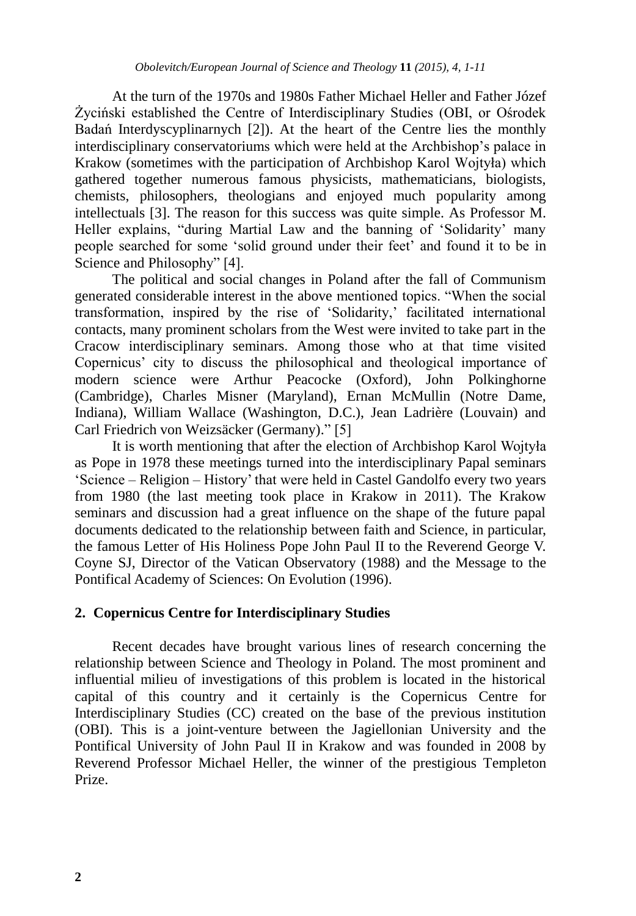At the turn of the 1970s and 1980s Father Michael Heller and Father Józef Życiński established the Centre of Interdisciplinary Studies (OBI, or Ośrodek Badań Interdyscyplinarnych [2]). At the heart of the Centre lies the monthly interdisciplinary conservatoriums which were held at the Archbishop's palace in Krakow (sometimes with the participation of Archbishop Karol Wojtyła) which gathered together numerous famous physicists, mathematicians, biologists, chemists, philosophers, theologians and enjoyed much popularity among intellectuals [3]. The reason for this success was quite simple. As Professor M. Heller explains, "during Martial Law and the banning of 'Solidarity' many people searched for some 'solid ground under their feet' and found it to be in Science and Philosophy" [4].

The political and social changes in Poland after the fall of Communism generated considerable interest in the above mentioned topics. "When the social transformation, inspired by the rise of 'Solidarity,' facilitated international contacts, many prominent scholars from the West were invited to take part in the Cracow interdisciplinary seminars. Among those who at that time visited Copernicus' city to discuss the philosophical and theological importance of modern science were Arthur Peacocke (Oxford), John Polkinghorne (Cambridge), Charles Misner (Maryland), Ernan McMullin (Notre Dame, Indiana), William Wallace (Washington, D.C.), Jean Ladrière (Louvain) and Carl Friedrich von Weizsäcker (Germany)." [5]

It is worth mentioning that after the election of Archbishop Karol Wojtyła as Pope in 1978 these meetings turned into the interdisciplinary Papal seminars 'Science – Religion – History' that were held in Castel Gandolfo every two years from 1980 (the last meeting took place in Krakow in 2011). The Krakow seminars and discussion had a great influence on the shape of the future papal documents dedicated to the relationship between faith and Science, in particular, the famous Letter of His Holiness Pope John Paul II to the Reverend George V. Coyne SJ, Director of the Vatican Observatory (1988) and the Message to the Pontifical Academy of Sciences: On Evolution (1996).

## 2. Copernicus Centre for Interdisciplinary Studies

Recent decades have brought various lines of research concerning the relationship between Science and Theology in Poland. The most prominent and influential milieu of investigations of this problem is located in the historical capital of this country and it certainly is the Copernicus Centre for Interdisciplinary Studies (CC) created on the base of the previous institution (OBI). This is a joint-venture between the Jagiellonian University and the Pontifical University of John Paul II in Krakow and was founded in 2008 by Reverend Professor Michael Heller, the winner of the prestigious Templeton Prize.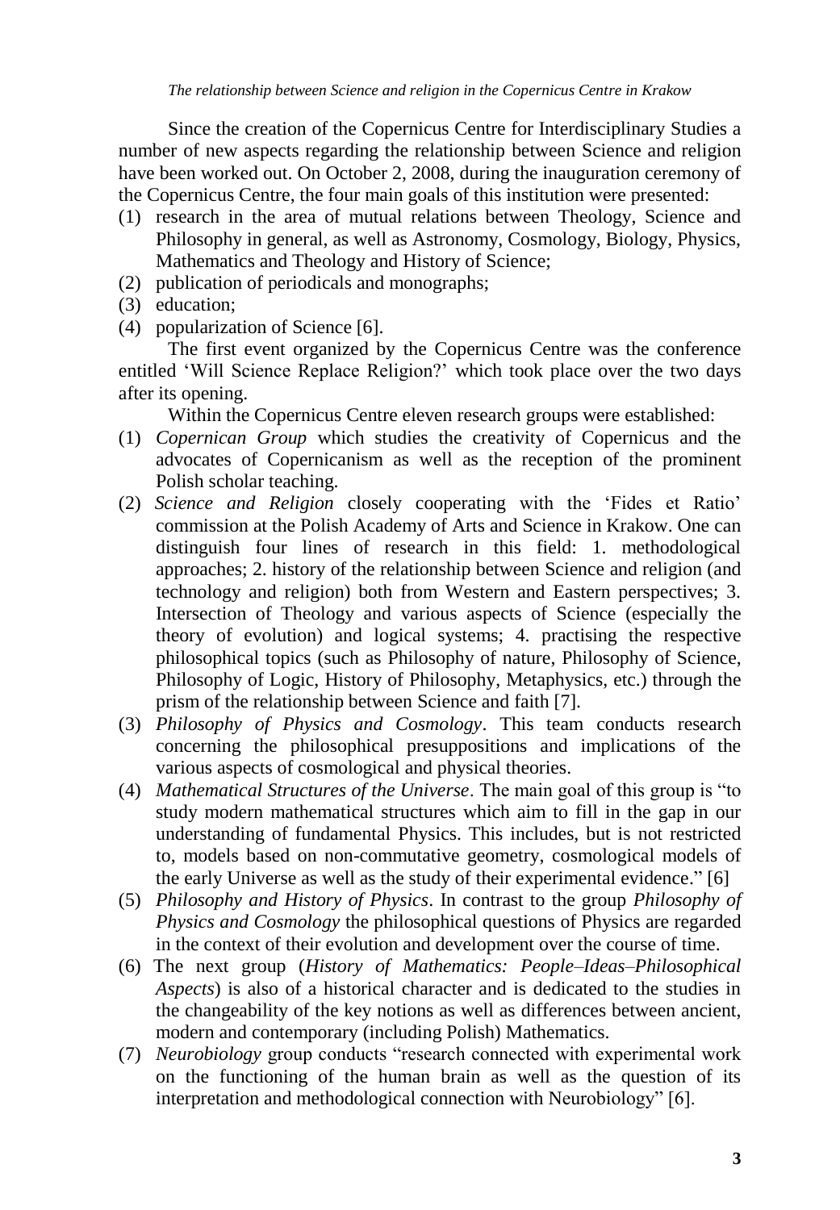Since the creation of the Copernicus Centre for Interdisciplinary Studies a number of new aspects regarding the relationship between Science and religion have been worked out. On October 2, 2008, during the inauguration ceremony of the Copernicus Centre, the four main goals of this institution were presented:

(1) research in the area of mutual relations between Theology, Science and Philosophy in general, as well as Astronomy, Cosmology, Biology, Physics, Mathematics and Theology and History of Science;
(2) publication of periodicals and monographs;
(3) education;
(4) popularization of Science [6].

The first event organized by the Copernicus Centre was the conference entitled 'Will Science Replace Religion?' which took place over the two days after its opening.

Within the Copernicus Centre eleven research groups were established:

(1) *Copernican Group* which studies the creativity of Copernicus and the advocates of Copernicanism as well as the reception of the prominent Polish scholar teaching.
(2) *Science and Religion* closely cooperating with the 'Fides et Ratio' commission at the Polish Academy of Arts and Science in Krakow. One can distinguish four lines of research in this field: 1. methodological approaches; 2. history of the relationship between Science and religion (and technology and religion) both from Western and Eastern perspectives; 3. Intersection of Theology and various aspects of Science (especially the theory of evolution) and logical systems; 4. practising the respective philosophical topics (such as Philosophy of nature, Philosophy of Science, Philosophy of Logic, History of Philosophy, Metaphysics, etc.) through the prism of the relationship between Science and faith [7].
(3) *Philosophy of Physics and Cosmology*. This team conducts research concerning the philosophical presuppositions and implications of the various aspects of cosmological and physical theories.
(4) *Mathematical Structures of the Universe*. The main goal of this group is "to study modern mathematical structures which aim to fill in the gap in our understanding of fundamental Physics. This includes, but is not restricted to, models based on non-commutative geometry, cosmological models of the early Universe as well as the study of their experimental evidence." [6]
(5) *Philosophy and History of Physics*. In contrast to the group *Philosophy of Physics and Cosmology* the philosophical questions of Physics are regarded in the context of their evolution and development over the course of time.
(6) The next group (*History of Mathematics: People–Ideas–Philosophical Aspects*) is also of a historical character and is dedicated to the studies in the changeability of the key notions as well as differences between ancient, modern and contemporary (including Polish) Mathematics.
(7) *Neurobiology* group conducts "research connected with experimental work on the functioning of the human brain as well as the question of its interpretation and methodological connection with Neurobiology" [6].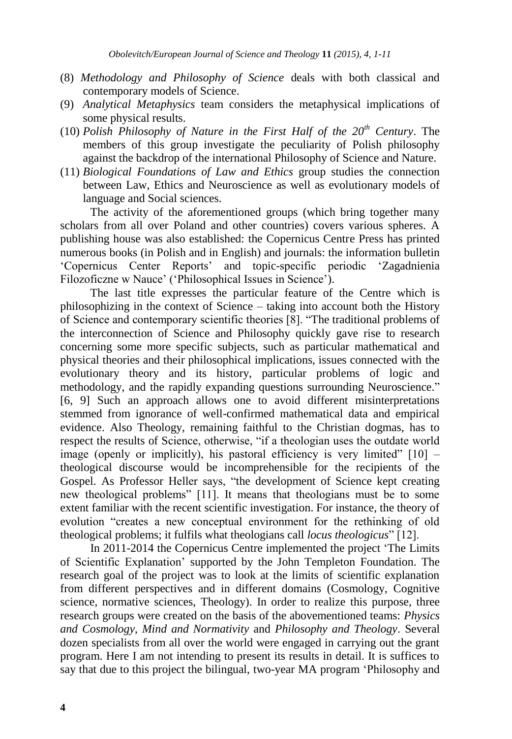(8) *Methodology and Philosophy of Science* deals with both classical and contemporary models of Science.

(9) *Analytical Metaphysics* team considers the metaphysical implications of some physical results.

(10) *Polish Philosophy of Nature in the First Half of the 20$^{th}$ Century*. The members of this group investigate the peculiarity of Polish philosophy against the backdrop of the international Philosophy of Science and Nature.

(11) *Biological Foundations of Law and Ethics* group studies the connection between Law, Ethics and Neuroscience as well as evolutionary models of language and Social sciences.

The activity of the aforementioned groups (which bring together many scholars from all over Poland and other countries) covers various spheres. A publishing house was also established: the Copernicus Centre Press has printed numerous books (in Polish and in English) and journals: the information bulletin 'Copernicus Center Reports' and topic-specific periodic 'Zagadnienia Filozoficzne w Nauce' ('Philosophical Issues in Science').

The last title expresses the particular feature of the Centre which is philosophizing in the context of Science – taking into account both the History of Science and contemporary scientific theories [8]. "The traditional problems of the interconnection of Science and Philosophy quickly gave rise to research concerning some more specific subjects, such as particular mathematical and physical theories and their philosophical implications, issues connected with the evolutionary theory and its history, particular problems of logic and methodology, and the rapidly expanding questions surrounding Neuroscience." [6, 9] Such an approach allows one to avoid different misinterpretations stemmed from ignorance of well-confirmed mathematical data and empirical evidence. Also Theology, remaining faithful to the Christian dogmas, has to respect the results of Science, otherwise, "if a theologian uses the outdate world image (openly or implicitly), his pastoral efficiency is very limited" [10] – theological discourse would be incomprehensible for the recipients of the Gospel. As Professor Heller says, "the development of Science kept creating new theological problems" [11]. It means that theologians must be to some extent familiar with the recent scientific investigation. For instance, the theory of evolution "creates a new conceptual environment for the rethinking of old theological problems; it fulfils what theologians call *locus theologicus*" [12].

In 2011-2014 the Copernicus Centre implemented the project 'The Limits of Scientific Explanation' supported by the John Templeton Foundation. The research goal of the project was to look at the limits of scientific explanation from different perspectives and in different domains (Cosmology, Cognitive science, normative sciences, Theology). In order to realize this purpose, three research groups were created on the basis of the abovementioned teams: *Physics and Cosmology*, *Mind and Normativity* and *Philosophy and Theology*. Several dozen specialists from all over the world were engaged in carrying out the grant program. Here I am not intending to present its results in detail. It is suffices to say that due to this project the bilingual, two-year MA program 'Philosophy and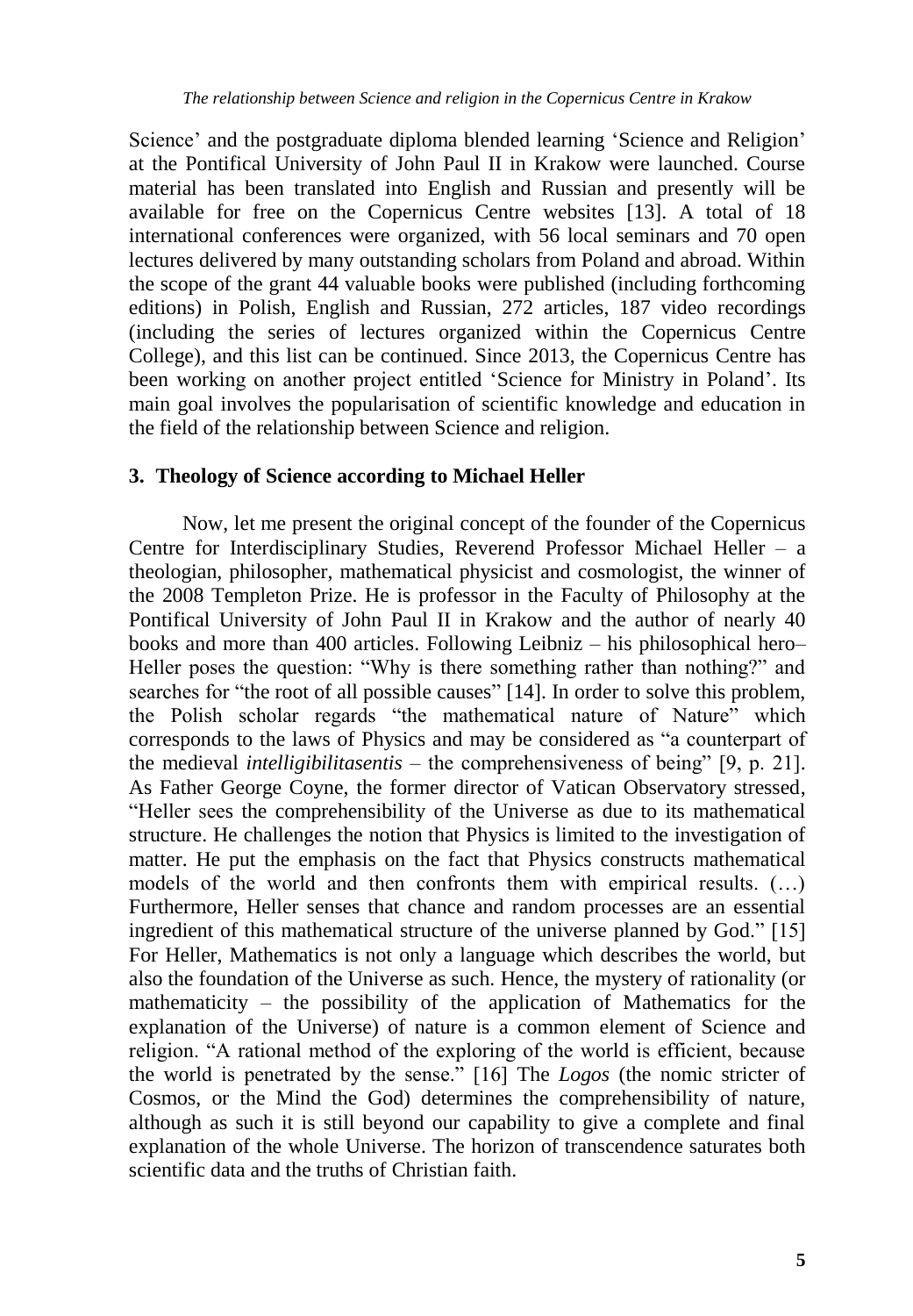Science' and the postgraduate diploma blended learning 'Science and Religion' at the Pontifical University of John Paul II in Krakow were launched. Course material has been translated into English and Russian and presently will be available for free on the Copernicus Centre websites [13]. A total of 18 international conferences were organized, with 56 local seminars and 70 open lectures delivered by many outstanding scholars from Poland and abroad. Within the scope of the grant 44 valuable books were published (including forthcoming editions) in Polish, English and Russian, 272 articles, 187 video recordings (including the series of lectures organized within the Copernicus Centre College), and this list can be continued. Since 2013, the Copernicus Centre has been working on another project entitled 'Science for Ministry in Poland'. Its main goal involves the popularisation of scientific knowledge and education in the field of the relationship between Science and religion.

## 3. Theology of Science according to Michael Heller

Now, let me present the original concept of the founder of the Copernicus Centre for Interdisciplinary Studies, Reverend Professor Michael Heller – a theologian, philosopher, mathematical physicist and cosmologist, the winner of the 2008 Templeton Prize. He is professor in the Faculty of Philosophy at the Pontifical University of John Paul II in Krakow and the author of nearly 40 books and more than 400 articles. Following Leibniz – his philosophical hero– Heller poses the question: "Why is there something rather than nothing?" and searches for "the root of all possible causes" [14]. In order to solve this problem, the Polish scholar regards "the mathematical nature of Nature" which corresponds to the laws of Physics and may be considered as "a counterpart of the medieval *intelligibilitasentis* – the comprehensiveness of being" [9, p. 21]. As Father George Coyne, the former director of Vatican Observatory stressed, "Heller sees the comprehensibility of the Universe as due to its mathematical structure. He challenges the notion that Physics is limited to the investigation of matter. He put the emphasis on the fact that Physics constructs mathematical models of the world and then confronts them with empirical results. (…) Furthermore, Heller senses that chance and random processes are an essential ingredient of this mathematical structure of the universe planned by God." [15] For Heller, Mathematics is not only a language which describes the world, but also the foundation of the Universe as such. Hence, the mystery of rationality (or mathematicity – the possibility of the application of Mathematics for the explanation of the Universe) of nature is a common element of Science and religion. "A rational method of the exploring of the world is efficient, because the world is penetrated by the sense." [16] The *Logos* (the nomic stricter of Cosmos, or the Mind the God) determines the comprehensibility of nature, although as such it is still beyond our capability to give a complete and final explanation of the whole Universe. The horizon of transcendence saturates both scientific data and the truths of Christian faith.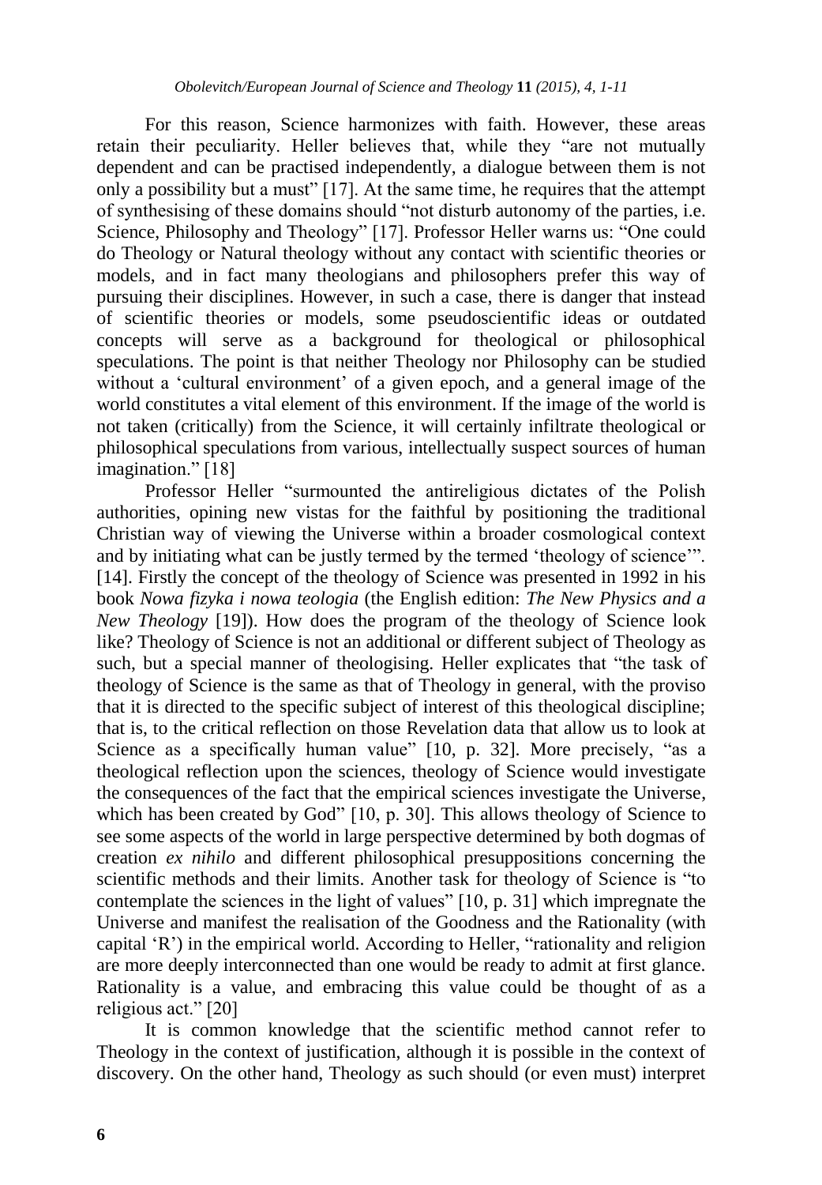For this reason, Science harmonizes with faith. However, these areas retain their peculiarity. Heller believes that, while they "are not mutually dependent and can be practised independently, a dialogue between them is not only a possibility but a must" [17]. At the same time, he requires that the attempt of synthesising of these domains should "not disturb autonomy of the parties, i.e. Science, Philosophy and Theology" [17]. Professor Heller warns us: "One could do Theology or Natural theology without any contact with scientific theories or models, and in fact many theologians and philosophers prefer this way of pursuing their disciplines. However, in such a case, there is danger that instead of scientific theories or models, some pseudoscientific ideas or outdated concepts will serve as a background for theological or philosophical speculations. The point is that neither Theology nor Philosophy can be studied without a 'cultural environment' of a given epoch, and a general image of the world constitutes a vital element of this environment. If the image of the world is not taken (critically) from the Science, it will certainly infiltrate theological or philosophical speculations from various, intellectually suspect sources of human imagination." [18]

Professor Heller "surmounted the antireligious dictates of the Polish authorities, opining new vistas for the faithful by positioning the traditional Christian way of viewing the Universe within a broader cosmological context and by initiating what can be justly termed by the termed 'theology of science'". [14]. Firstly the concept of the theology of Science was presented in 1992 in his book *Nowa fizyka i nowa teologia* (the English edition: *The New Physics and a New Theology* [19]). How does the program of the theology of Science look like? Theology of Science is not an additional or different subject of Theology as such, but a special manner of theologising. Heller explicates that "the task of theology of Science is the same as that of Theology in general, with the proviso that it is directed to the specific subject of interest of this theological discipline; that is, to the critical reflection on those Revelation data that allow us to look at Science as a specifically human value" [10, p. 32]. More precisely, "as a theological reflection upon the sciences, theology of Science would investigate the consequences of the fact that the empirical sciences investigate the Universe, which has been created by God" [10, p. 30]. This allows theology of Science to see some aspects of the world in large perspective determined by both dogmas of creation *ex nihilo* and different philosophical presuppositions concerning the scientific methods and their limits. Another task for theology of Science is "to contemplate the sciences in the light of values" [10, p. 31] which impregnate the Universe and manifest the realisation of the Goodness and the Rationality (with capital 'R') in the empirical world. According to Heller, "rationality and religion are more deeply interconnected than one would be ready to admit at first glance. Rationality is a value, and embracing this value could be thought of as a religious act." [20]

It is common knowledge that the scientific method cannot refer to Theology in the context of justification, although it is possible in the context of discovery. On the other hand, Theology as such should (or even must) interpret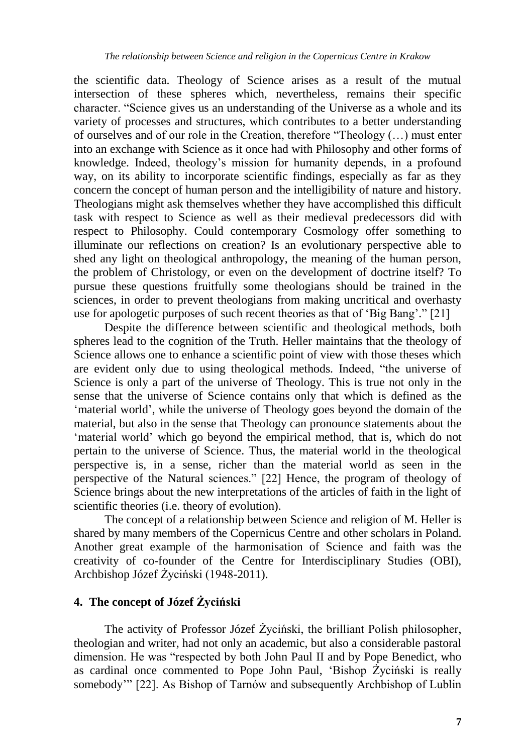the scientific data. Theology of Science arises as a result of the mutual intersection of these spheres which, nevertheless, remains their specific character. "Science gives us an understanding of the Universe as a whole and its variety of processes and structures, which contributes to a better understanding of ourselves and of our role in the Creation, therefore "Theology (…) must enter into an exchange with Science as it once had with Philosophy and other forms of knowledge. Indeed, theology's mission for humanity depends, in a profound way, on its ability to incorporate scientific findings, especially as far as they concern the concept of human person and the intelligibility of nature and history. Theologians might ask themselves whether they have accomplished this difficult task with respect to Science as well as their medieval predecessors did with respect to Philosophy. Could contemporary Cosmology offer something to illuminate our reflections on creation? Is an evolutionary perspective able to shed any light on theological anthropology, the meaning of the human person, the problem of Christology, or even on the development of doctrine itself? To pursue these questions fruitfully some theologians should be trained in the sciences, in order to prevent theologians from making uncritical and overhasty use for apologetic purposes of such recent theories as that of 'Big Bang'." [21]

Despite the difference between scientific and theological methods, both spheres lead to the cognition of the Truth. Heller maintains that the theology of Science allows one to enhance a scientific point of view with those theses which are evident only due to using theological methods. Indeed, "the universe of Science is only a part of the universe of Theology. This is true not only in the sense that the universe of Science contains only that which is defined as the 'material world', while the universe of Theology goes beyond the domain of the material, but also in the sense that Theology can pronounce statements about the 'material world' which go beyond the empirical method, that is, which do not pertain to the universe of Science. Thus, the material world in the theological perspective is, in a sense, richer than the material world as seen in the perspective of the Natural sciences." [22] Hence, the program of theology of Science brings about the new interpretations of the articles of faith in the light of scientific theories (i.e. theory of evolution).

The concept of a relationship between Science and religion of M. Heller is shared by many members of the Copernicus Centre and other scholars in Poland. Another great example of the harmonisation of Science and faith was the creativity of co-founder of the Centre for Interdisciplinary Studies (OBI), Archbishop Józef Życiński (1948-2011).

## 4. The concept of Józef Życiński

The activity of Professor Józef Życiński, the brilliant Polish philosopher, theologian and writer, had not only an academic, but also a considerable pastoral dimension. He was "respected by both John Paul II and by Pope Benedict, who as cardinal once commented to Pope John Paul, 'Bishop Życiński is really somebody'" [22]. As Bishop of Tarnów and subsequently Archbishop of Lublin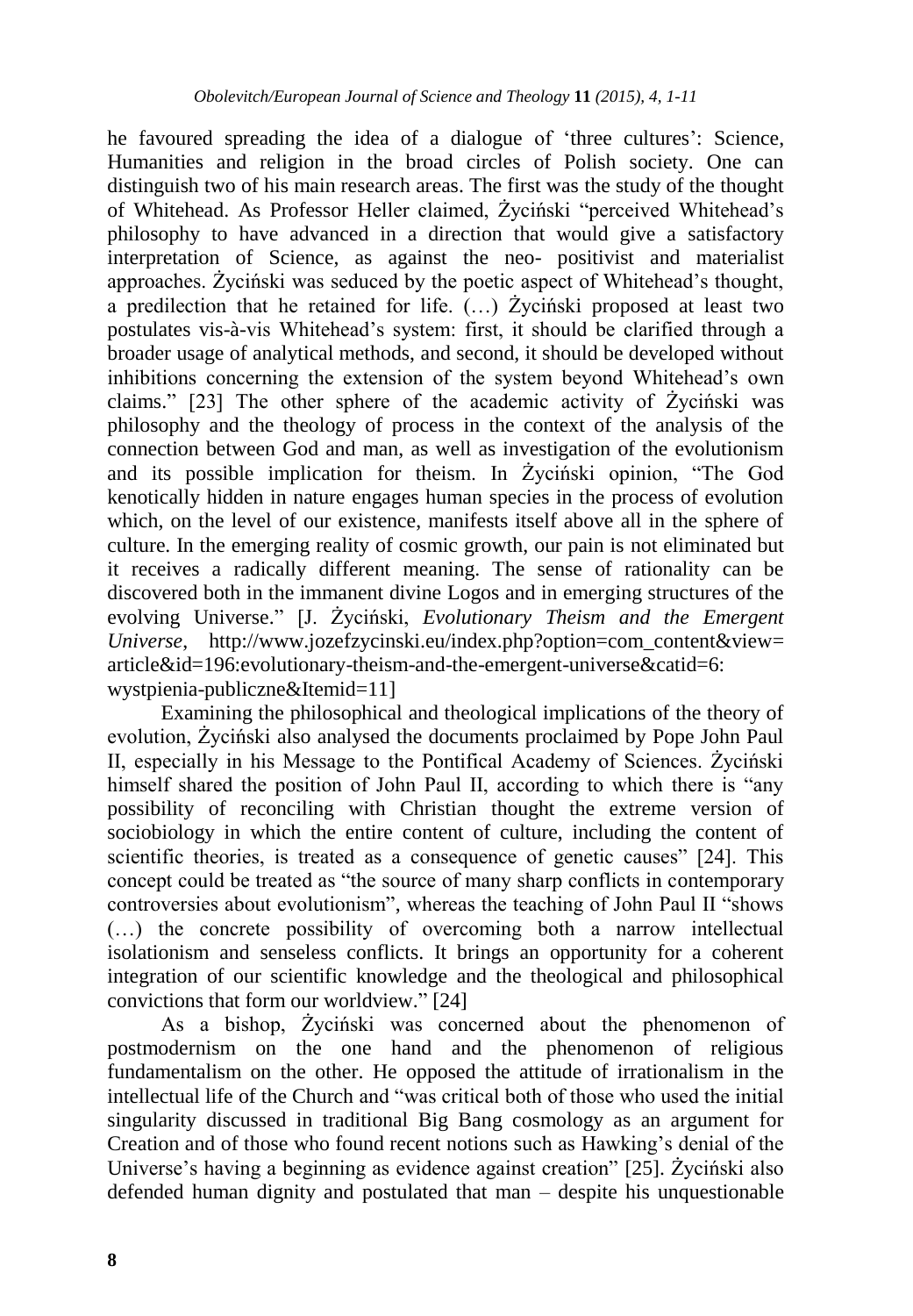he favoured spreading the idea of a dialogue of 'three cultures': Science, Humanities and religion in the broad circles of Polish society. One can distinguish two of his main research areas. The first was the study of the thought of Whitehead. As Professor Heller claimed, Życiński "perceived Whitehead's philosophy to have advanced in a direction that would give a satisfactory interpretation of Science, as against the neo- positivist and materialist approaches. Życiński was seduced by the poetic aspect of Whitehead's thought, a predilection that he retained for life. (…) Życiński proposed at least two postulates vis-à-vis Whitehead's system: first, it should be clarified through a broader usage of analytical methods, and second, it should be developed without inhibitions concerning the extension of the system beyond Whitehead's own claims." [23] The other sphere of the academic activity of Życiński was philosophy and the theology of process in the context of the analysis of the connection between God and man, as well as investigation of the evolutionism and its possible implication for theism. In Życiński opinion, "The God kenotically hidden in nature engages human species in the process of evolution which, on the level of our existence, manifests itself above all in the sphere of culture. In the emerging reality of cosmic growth, our pain is not eliminated but it receives a radically different meaning. The sense of rationality can be discovered both in the immanent divine Logos and in emerging structures of the evolving Universe." [J. Życiński, *Evolutionary Theism and the Emergent Universe*, http://www.jozefzycinski.eu/index.php?option=com_content&view=article&id=196:evolutionary-theism-and-the-emergent-universe&catid=6:wystpienia-publiczne&Itemid=11]

Examining the philosophical and theological implications of the theory of evolution, Życiński also analysed the documents proclaimed by Pope John Paul II, especially in his Message to the Pontifical Academy of Sciences. Życiński himself shared the position of John Paul II, according to which there is "any possibility of reconciling with Christian thought the extreme version of sociobiology in which the entire content of culture, including the content of scientific theories, is treated as a consequence of genetic causes" [24]. This concept could be treated as "the source of many sharp conflicts in contemporary controversies about evolutionism", whereas the teaching of John Paul II "shows (…) the concrete possibility of overcoming both a narrow intellectual isolationism and senseless conflicts. It brings an opportunity for a coherent integration of our scientific knowledge and the theological and philosophical convictions that form our worldview." [24]

As a bishop, Życiński was concerned about the phenomenon of postmodernism on the one hand and the phenomenon of religious fundamentalism on the other. He opposed the attitude of irrationalism in the intellectual life of the Church and "was critical both of those who used the initial singularity discussed in traditional Big Bang cosmology as an argument for Creation and of those who found recent notions such as Hawking's denial of the Universe's having a beginning as evidence against creation" [25]. Życiński also defended human dignity and postulated that man – despite his unquestionable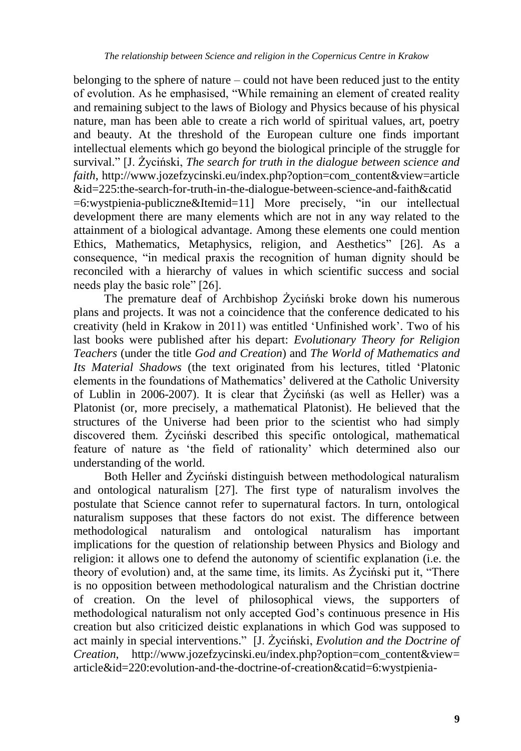belonging to the sphere of nature – could not have been reduced just to the entity of evolution. As he emphasised, "While remaining an element of created reality and remaining subject to the laws of Biology and Physics because of his physical nature, man has been able to create a rich world of spiritual values, art, poetry and beauty. At the threshold of the European culture one finds important intellectual elements which go beyond the biological principle of the struggle for survival." [J. Życiński, *The search for truth in the dialogue between science and faith*, http://www.jozefzycinski.eu/index.php?option=com_content&view=article&id=225:the-search-for-truth-in-the-dialogue-between-science-and-faith&catid=6:wystpienia-publiczne&Itemid=11] More precisely, "in our intellectual development there are many elements which are not in any way related to the attainment of a biological advantage. Among these elements one could mention Ethics, Mathematics, Metaphysics, religion, and Aesthetics" [26]. As a consequence, "in medical praxis the recognition of human dignity should be reconciled with a hierarchy of values in which scientific success and social needs play the basic role" [26].

The premature deaf of Archbishop Życiński broke down his numerous plans and projects. It was not a coincidence that the conference dedicated to his creativity (held in Krakow in 2011) was entitled 'Unfinished work'. Two of his last books were published after his depart: *Evolutionary Theory for Religion Teachers* (under the title *God and Creation*) and *The World of Mathematics and Its Material Shadows* (the text originated from his lectures, titled 'Platonic elements in the foundations of Mathematics' delivered at the Catholic University of Lublin in 2006-2007). It is clear that Życiński (as well as Heller) was a Platonist (or, more precisely, a mathematical Platonist). He believed that the structures of the Universe had been prior to the scientist who had simply discovered them. Życiński described this specific ontological, mathematical feature of nature as 'the field of rationality' which determined also our understanding of the world.

Both Heller and Życiński distinguish between methodological naturalism and ontological naturalism [27]. The first type of naturalism involves the postulate that Science cannot refer to supernatural factors. In turn, ontological naturalism supposes that these factors do not exist. The difference between methodological naturalism and ontological naturalism has important implications for the question of relationship between Physics and Biology and religion: it allows one to defend the autonomy of scientific explanation (i.e. the theory of evolution) and, at the same time, its limits. As Życiński put it, "There is no opposition between methodological naturalism and the Christian doctrine of creation. On the level of philosophical views, the supporters of methodological naturalism not only accepted God's continuous presence in His creation but also criticized deistic explanations in which God was supposed to act mainly in special interventions." [J. Życiński, *Evolution and the Doctrine of Creation*, http://www.jozefzycinski.eu/index.php?option=com_content&view=article&id=220:evolution-and-the-doctrine-of-creation&catid=6:wystpienia-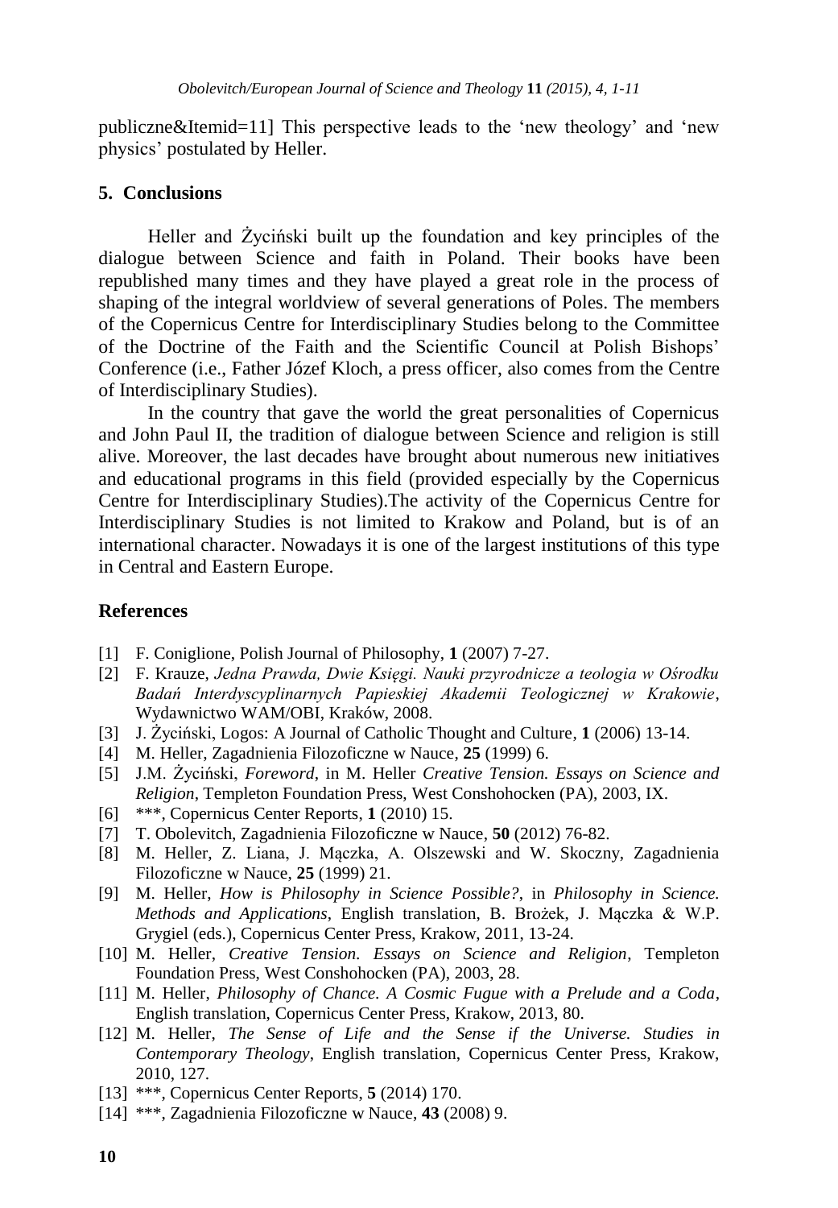publiczne&Itemid=11] This perspective leads to the 'new theology' and 'new physics' postulated by Heller.

## 5. Conclusions

Heller and Życiński built up the foundation and key principles of the dialogue between Science and faith in Poland. Their books have been republished many times and they have played a great role in the process of shaping of the integral worldview of several generations of Poles. The members of the Copernicus Centre for Interdisciplinary Studies belong to the Committee of the Doctrine of the Faith and the Scientific Council at Polish Bishops' Conference (i.e., Father Józef Kloch, a press officer, also comes from the Centre of Interdisciplinary Studies).

In the country that gave the world the great personalities of Copernicus and John Paul II, the tradition of dialogue between Science and religion is still alive. Moreover, the last decades have brought about numerous new initiatives and educational programs in this field (provided especially by the Copernicus Centre for Interdisciplinary Studies).The activity of the Copernicus Centre for Interdisciplinary Studies is not limited to Krakow and Poland, but is of an international character. Nowadays it is one of the largest institutions of this type in Central and Eastern Europe.

## References

[1] F. Coniglione, Polish Journal of Philosophy, **1** (2007) 7-27.

[2] F. Krauze, *Jedna Prawda, Dwie Księgi. Nauki przyrodnicze a teologia w Ośrodku Badań Interdyscyplinarnych Papieskiej Akademii Teologicznej w Krakowie*, Wydawnictwo WAM/OBI, Kraków, 2008.

[3] J. Życiński, Logos: A Journal of Catholic Thought and Culture, **1** (2006) 13-14.

[4] M. Heller, Zagadnienia Filozoficzne w Nauce, **25** (1999) 6.

[5] J.M. Życiński, *Foreword*, in M. Heller *Creative Tension. Essays on Science and Religion*, Templeton Foundation Press, West Conshohocken (PA), 2003, IX.

[6] ***, Copernicus Center Reports, **1** (2010) 15.

[7] T. Obolevitch, Zagadnienia Filozoficzne w Nauce, **50** (2012) 76-82.

[8] M. Heller, Z. Liana, J. Mączka, A. Olszewski and W. Skoczny, Zagadnienia Filozoficzne w Nauce, **25** (1999) 21.

[9] M. Heller, *How is Philosophy in Science Possible?*, in *Philosophy in Science. Methods and Applications*, English translation, B. Brożek, J. Mączka & W.P. Grygiel (eds.), Copernicus Center Press, Krakow, 2011, 13-24.

[10] M. Heller, *Creative Tension. Essays on Science and Religion*, Templeton Foundation Press, West Conshohocken (PA), 2003, 28.

[11] M. Heller, *Philosophy of Chance. A Cosmic Fugue with a Prelude and a Coda*, English translation, Copernicus Center Press, Krakow, 2013, 80.

[12] M. Heller, *The Sense of Life and the Sense if the Universe. Studies in Contemporary Theology*, English translation, Copernicus Center Press, Krakow, 2010, 127.

[13] ***, Copernicus Center Reports, **5** (2014) 170.

[14] ***, Zagadnienia Filozoficzne w Nauce, **43** (2008) 9.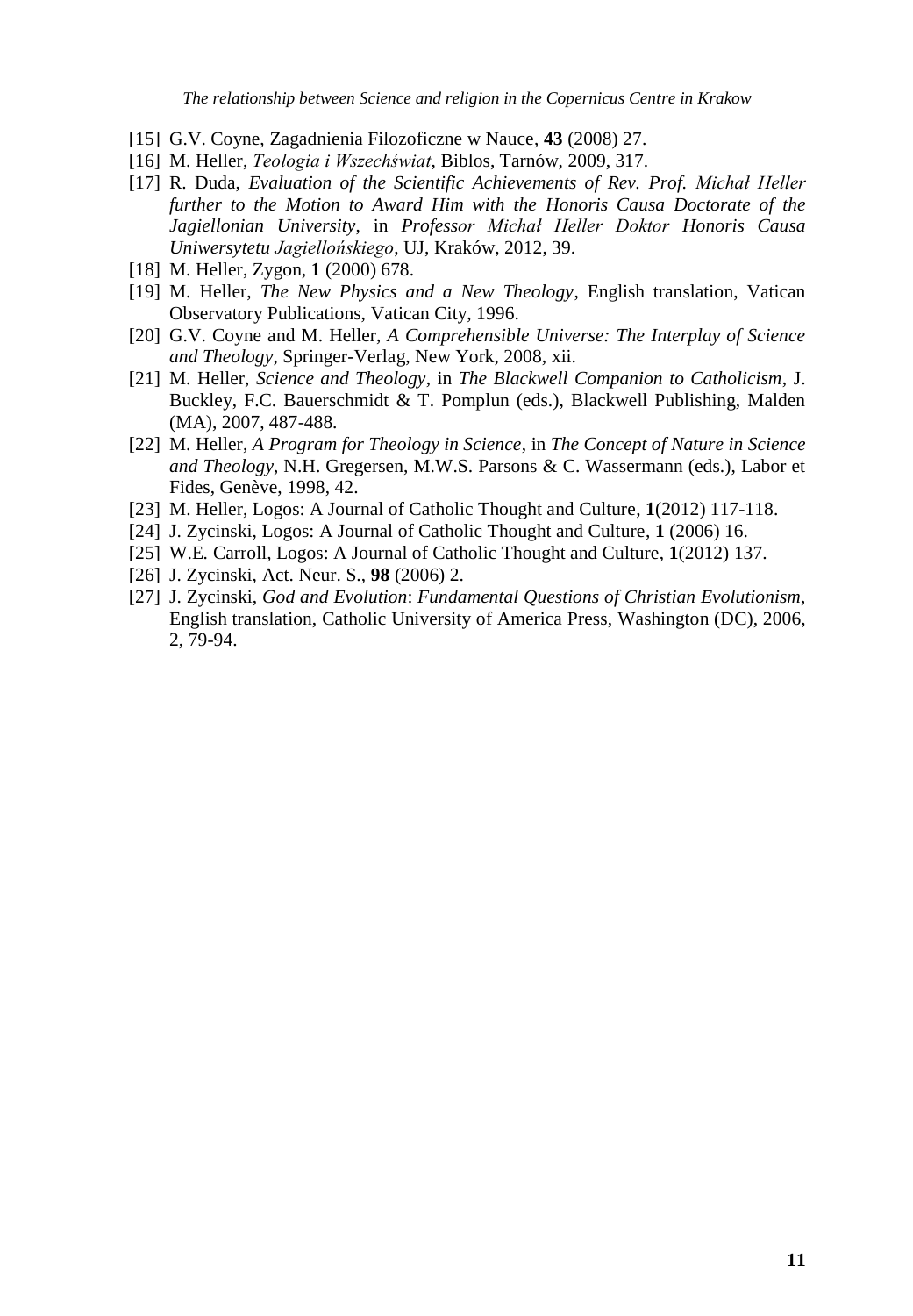[15] G.V. Coyne, Zagadnienia Filozoficzne w Nauce, **43** (2008) 27.

[16] M. Heller, *Teologia i Wszechświat*, Biblos, Tarnów, 2009, 317.

[17] R. Duda, *Evaluation of the Scientific Achievements of Rev. Prof. Michał Heller further to the Motion to Award Him with the Honoris Causa Doctorate of the Jagiellonian University*, in *Professor Michał Heller Doktor Honoris Causa Uniwersytetu Jagiellońskiego*, UJ, Kraków, 2012, 39.

[18] M. Heller, Zygon, **1** (2000) 678.

[19] M. Heller, *The New Physics and a New Theology*, English translation, Vatican Observatory Publications, Vatican City, 1996.

[20] G.V. Coyne and M. Heller, *A Comprehensible Universe: The Interplay of Science and Theology*, Springer-Verlag, New York, 2008, xii.

[21] M. Heller, *Science and Theology*, in *The Blackwell Companion to Catholicism*, J. Buckley, F.C. Bauerschmidt & T. Pomplun (eds.), Blackwell Publishing, Malden (MA), 2007, 487-488.

[22] M. Heller, *A Program for Theology in Science*, in *The Concept of Nature in Science and Theology*, N.H. Gregersen, M.W.S. Parsons & C. Wassermann (eds.), Labor et Fides, Genève, 1998, 42.

[23] M. Heller, Logos: A Journal of Catholic Thought and Culture, **1**(2012) 117-118.

[24] J. Zycinski, Logos: A Journal of Catholic Thought and Culture, **1** (2006) 16.

[25] W.E. Carroll, Logos: A Journal of Catholic Thought and Culture, **1**(2012) 137.

[26] J. Zycinski, Act. Neur. S., **98** (2006) 2.

[27] J. Zycinski, *God and Evolution*: *Fundamental Questions of Christian Evolutionism*, English translation, Catholic University of America Press, Washington (DC), 2006, 2, 79-94.